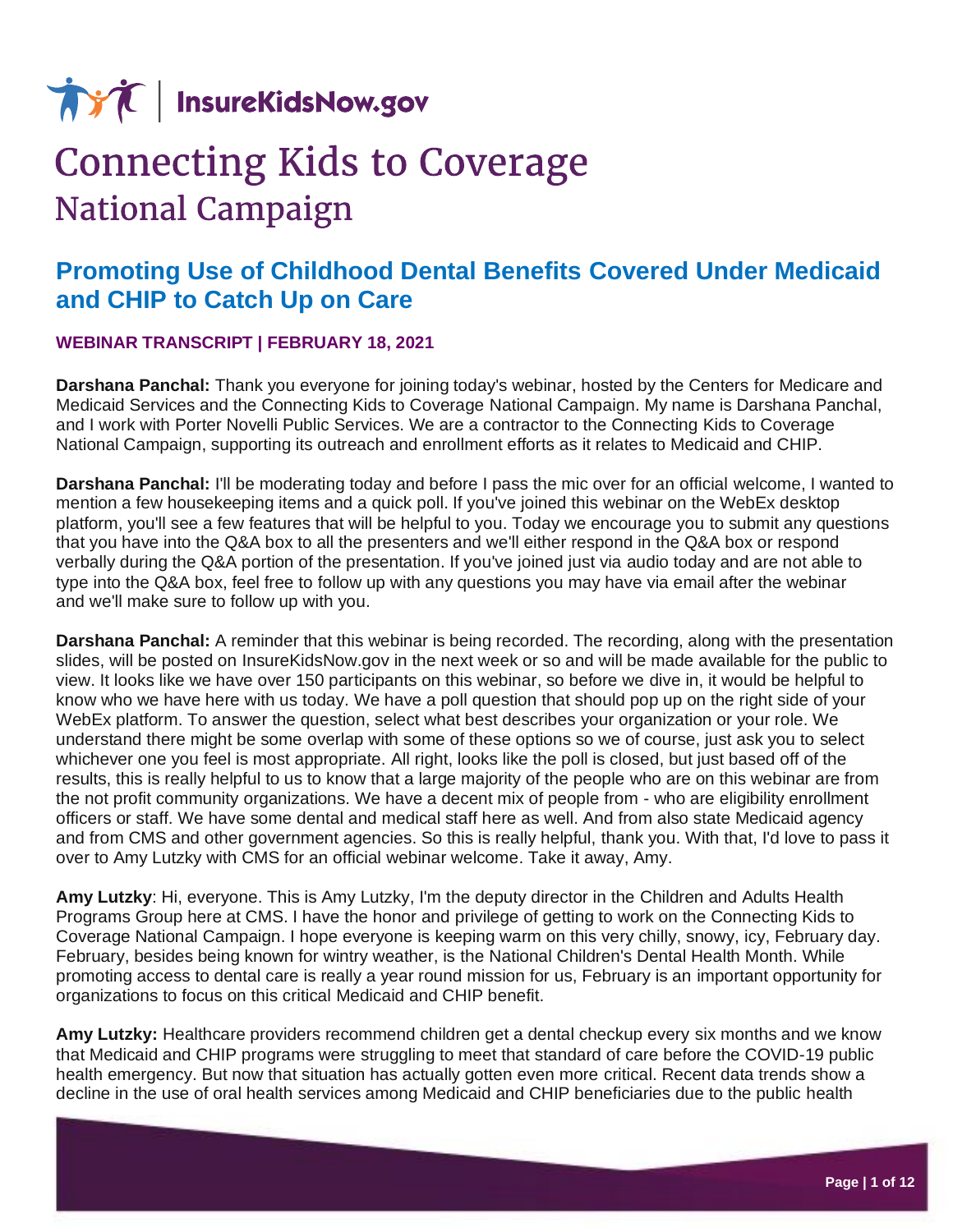InsureKidsNow.gov

# Connecting Kids to Coverage

National Campaign

## Promoting Use of Childhood Dental Benefits Covered Under Medicaid and CHIP to Catch Up on Care

**WEBINAR TRANSCRIPT | FEBRUARY 18, 2021**

**Darshana Panchal:** Thank you everyone for joining today's webinar, hosted by the Centers for Medicare and Medicaid Services and the Connecting Kids to Coverage National Campaign. My name is Darshana Panchal, and I work with Porter Novelli Public Services. We are a contractor to the Connecting Kids to Coverage National Campaign, supporting its outreach and enrollment efforts as it relates to Medicaid and CHIP.

**Darshana Panchal:** I'll be moderating today and before I pass the mic over for an official welcome, I wanted to mention a few housekeeping items and a quick poll. If you've joined this webinar on the WebEx desktop platform, you'll see a few features that will be helpful to you. Today we encourage you to submit any questions that you have into the Q&A box to all the presenters and we'll either respond in the Q&A box or respond verbally during the Q&A portion of the presentation. If you've joined just via audio today and are not able to type into the Q&A box, feel free to follow up with any questions you may have via email after the webinar and we'll make sure to follow up with you.

**Darshana Panchal:** A reminder that this webinar is being recorded. The recording, along with the presentation slides, will be posted on InsureKidsNow.gov in the next week or so and will be made available for the public to view. It looks like we have over 150 participants on this webinar, so before we dive in, it would be helpful to know who we have here with us today. We have a poll question that should pop up on the right side of your WebEx platform. To answer the question, select what best describes your organization or your role. We understand there might be some overlap with some of these options so we of course, just ask you to select whichever one you feel is most appropriate. All right, looks like the poll is closed, but just based off of the results, this is really helpful to us to know that a large majority of the people who are on this webinar are from the not profit community organizations. We have a decent mix of people from - who are eligibility enrollment officers or staff. We have some dental and medical staff here as well. And from also state Medicaid agency and from CMS and other government agencies. So this is really helpful, thank you. With that, I'd love to pass it over to Amy Lutzky with CMS for an official webinar welcome. Take it away, Amy.

**Amy Lutzky**: Hi, everyone. This is Amy Lutzky, I'm the deputy director in the Children and Adults Health Programs Group here at CMS. I have the honor and privilege of getting to work on the Connecting Kids to Coverage National Campaign. I hope everyone is keeping warm on this very chilly, snowy, icy, February day. February, besides being known for wintry weather, is the National Children's Dental Health Month. While promoting access to dental care is really a year round mission for us, February is an important opportunity for organizations to focus on this critical Medicaid and CHIP benefit.

**Amy Lutzky:** Healthcare providers recommend children get a dental checkup every six months and we know that Medicaid and CHIP programs were struggling to meet that standard of care before the COVID-19 public health emergency. But now that situation has actually gotten even more critical. Recent data trends show a decline in the use of oral health services among Medicaid and CHIP beneficiaries due to the public health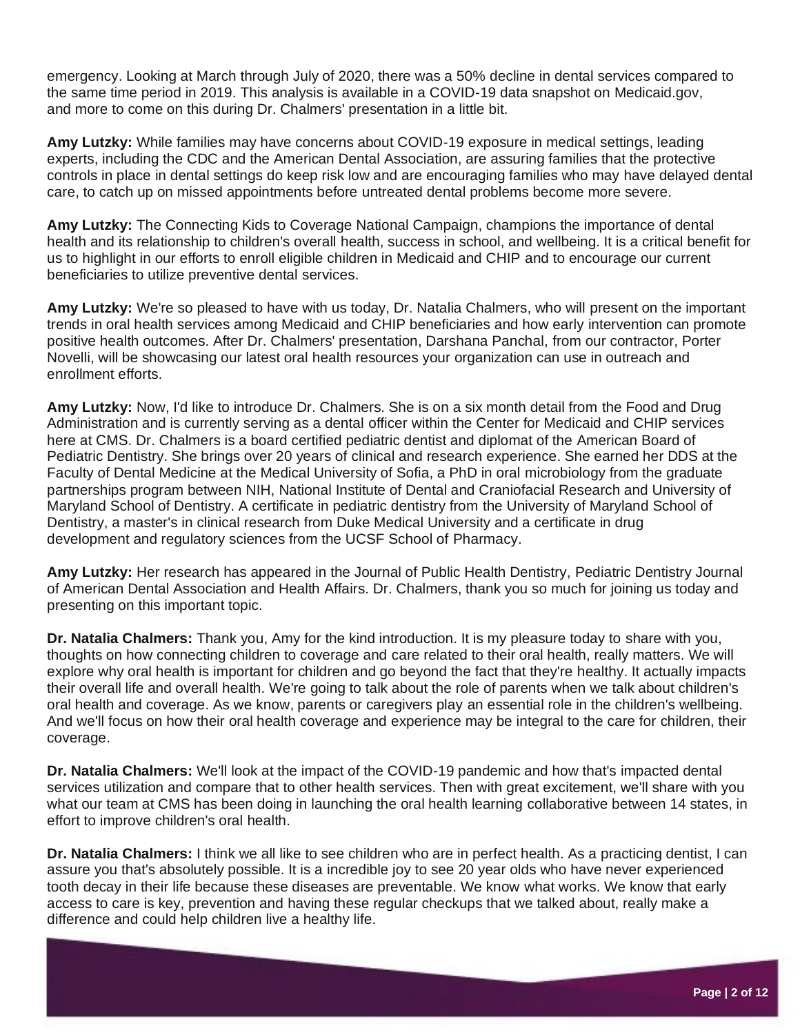emergency. Looking at March through July of 2020, there was a 50% decline in dental services compared to the same time period in 2019. This analysis is available in a COVID-19 data snapshot on Medicaid.gov, and more to come on this during Dr. Chalmers' presentation in a little bit.

**Amy Lutzky:** While families may have concerns about COVID-19 exposure in medical settings, leading experts, including the CDC and the American Dental Association, are assuring families that the protective controls in place in dental settings do keep risk low and are encouraging families who may have delayed dental care, to catch up on missed appointments before untreated dental problems become more severe.

**Amy Lutzky:** The Connecting Kids to Coverage National Campaign, champions the importance of dental health and its relationship to children's overall health, success in school, and wellbeing. It is a critical benefit for us to highlight in our efforts to enroll eligible children in Medicaid and CHIP and to encourage our current beneficiaries to utilize preventive dental services.

**Amy Lutzky:** We're so pleased to have with us today, Dr. Natalia Chalmers, who will present on the important trends in oral health services among Medicaid and CHIP beneficiaries and how early intervention can promote positive health outcomes. After Dr. Chalmers' presentation, Darshana Panchal, from our contractor, Porter Novelli, will be showcasing our latest oral health resources your organization can use in outreach and enrollment efforts.

**Amy Lutzky:** Now, I'd like to introduce Dr. Chalmers. She is on a six month detail from the Food and Drug Administration and is currently serving as a dental officer within the Center for Medicaid and CHIP services here at CMS. Dr. Chalmers is a board certified pediatric dentist and diplomat of the American Board of Pediatric Dentistry. She brings over 20 years of clinical and research experience. She earned her DDS at the Faculty of Dental Medicine at the Medical University of Sofia, a PhD in oral microbiology from the graduate partnerships program between NIH, National Institute of Dental and Craniofacial Research and University of Maryland School of Dentistry. A certificate in pediatric dentistry from the University of Maryland School of Dentistry, a master's in clinical research from Duke Medical University and a certificate in drug development and regulatory sciences from the UCSF School of Pharmacy.

**Amy Lutzky:** Her research has appeared in the Journal of Public Health Dentistry, Pediatric Dentistry Journal of American Dental Association and Health Affairs. Dr. Chalmers, thank you so much for joining us today and presenting on this important topic.

**Dr. Natalia Chalmers:** Thank you, Amy for the kind introduction. It is my pleasure today to share with you, thoughts on how connecting children to coverage and care related to their oral health, really matters. We will explore why oral health is important for children and go beyond the fact that they're healthy. It actually impacts their overall life and overall health. We're going to talk about the role of parents when we talk about children's oral health and coverage. As we know, parents or caregivers play an essential role in the children's wellbeing. And we'll focus on how their oral health coverage and experience may be integral to the care for children, their coverage.

**Dr. Natalia Chalmers:** We'll look at the impact of the COVID-19 pandemic and how that's impacted dental services utilization and compare that to other health services. Then with great excitement, we'll share with you what our team at CMS has been doing in launching the oral health learning collaborative between 14 states, in effort to improve children's oral health.

**Dr. Natalia Chalmers:** I think we all like to see children who are in perfect health. As a practicing dentist, I can assure you that's absolutely possible. It is a incredible joy to see 20 year olds who have never experienced tooth decay in their life because these diseases are preventable. We know what works. We know that early access to care is key, prevention and having these regular checkups that we talked about, really make a difference and could help children live a healthy life.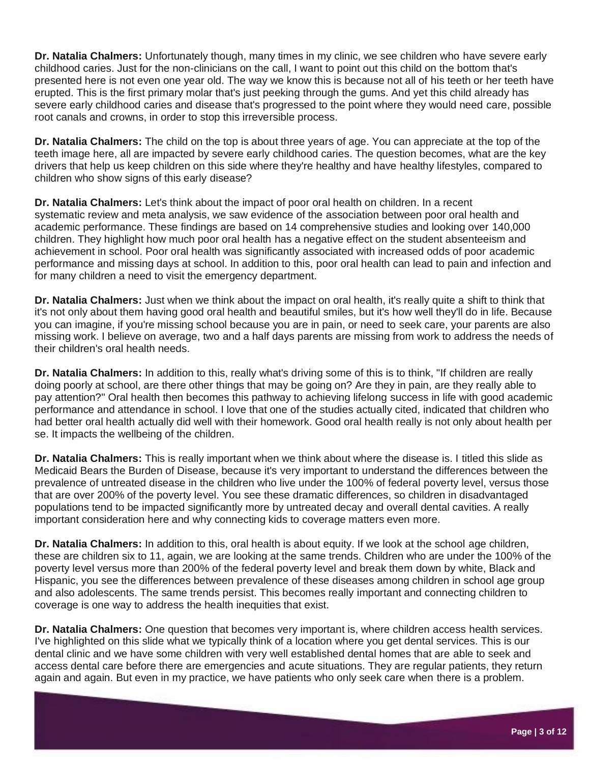**Dr. Natalia Chalmers:** Unfortunately though, many times in my clinic, we see children who have severe early childhood caries. Just for the non-clinicians on the call, I want to point out this child on the bottom that's presented here is not even one year old. The way we know this is because not all of his teeth or her teeth have erupted. This is the first primary molar that's just peeking through the gums. And yet this child already has severe early childhood caries and disease that's progressed to the point where they would need care, possible root canals and crowns, in order to stop this irreversible process.

**Dr. Natalia Chalmers:** The child on the top is about three years of age. You can appreciate at the top of the teeth image here, all are impacted by severe early childhood caries. The question becomes, what are the key drivers that help us keep children on this side where they're healthy and have healthy lifestyles, compared to children who show signs of this early disease?

**Dr. Natalia Chalmers:** Let's think about the impact of poor oral health on children. In a recent systematic review and meta analysis, we saw evidence of the association between poor oral health and academic performance. These findings are based on 14 comprehensive studies and looking over 140,000 children. They highlight how much poor oral health has a negative effect on the student absenteeism and achievement in school. Poor oral health was significantly associated with increased odds of poor academic performance and missing days at school. In addition to this, poor oral health can lead to pain and infection and for many children a need to visit the emergency department.

**Dr. Natalia Chalmers:** Just when we think about the impact on oral health, it's really quite a shift to think that it's not only about them having good oral health and beautiful smiles, but it's how well they'll do in life. Because you can imagine, if you're missing school because you are in pain, or need to seek care, your parents are also missing work. I believe on average, two and a half days parents are missing from work to address the needs of their children's oral health needs.

**Dr. Natalia Chalmers:** In addition to this, really what's driving some of this is to think, "If children are really doing poorly at school, are there other things that may be going on? Are they in pain, are they really able to pay attention?" Oral health then becomes this pathway to achieving lifelong success in life with good academic performance and attendance in school. I love that one of the studies actually cited, indicated that children who had better oral health actually did well with their homework. Good oral health really is not only about health per se. It impacts the wellbeing of the children.

**Dr. Natalia Chalmers:** This is really important when we think about where the disease is. I titled this slide as Medicaid Bears the Burden of Disease, because it's very important to understand the differences between the prevalence of untreated disease in the children who live under the 100% of federal poverty level, versus those that are over 200% of the poverty level. You see these dramatic differences, so children in disadvantaged populations tend to be impacted significantly more by untreated decay and overall dental cavities. A really important consideration here and why connecting kids to coverage matters even more.

**Dr. Natalia Chalmers:** In addition to this, oral health is about equity. If we look at the school age children, these are children six to 11, again, we are looking at the same trends. Children who are under the 100% of the poverty level versus more than 200% of the federal poverty level and break them down by white, Black and Hispanic, you see the differences between prevalence of these diseases among children in school age group and also adolescents. The same trends persist. This becomes really important and connecting children to coverage is one way to address the health inequities that exist.

**Dr. Natalia Chalmers:** One question that becomes very important is, where children access health services. I've highlighted on this slide what we typically think of a location where you get dental services. This is our dental clinic and we have some children with very well established dental homes that are able to seek and access dental care before there are emergencies and acute situations. They are regular patients, they return again and again. But even in my practice, we have patients who only seek care when there is a problem.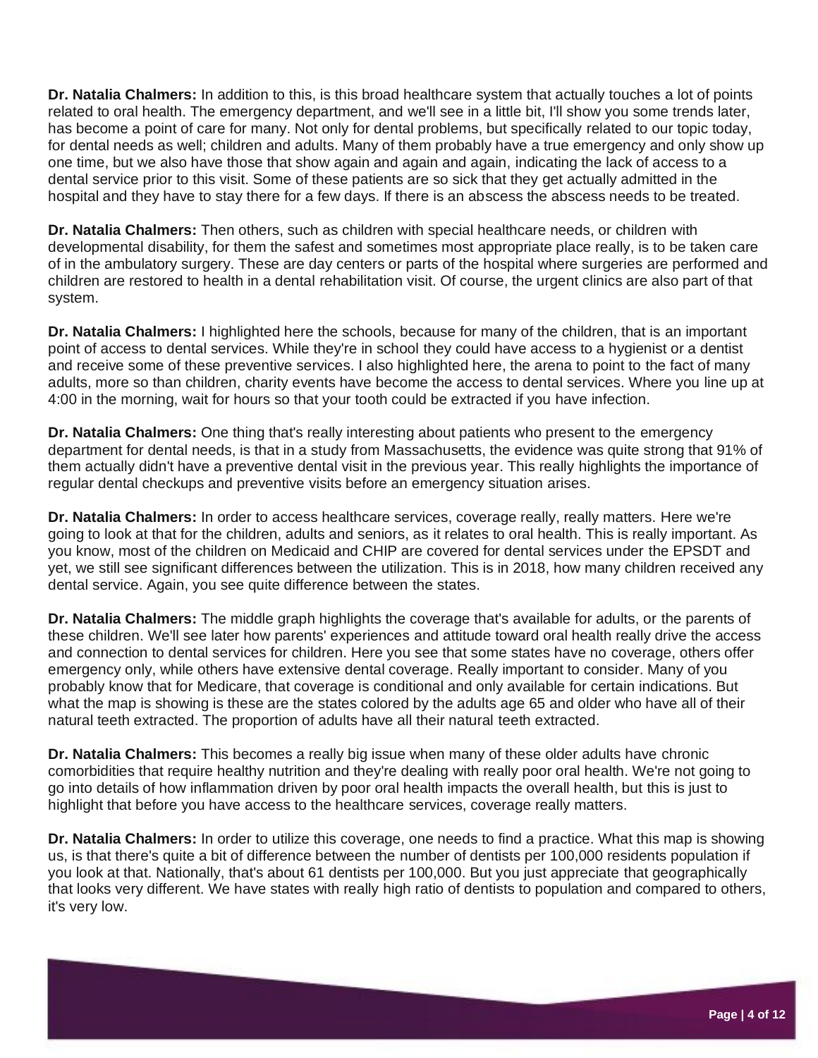**Dr. Natalia Chalmers:** In addition to this, is this broad healthcare system that actually touches a lot of points related to oral health. The emergency department, and we'll see in a little bit, I'll show you some trends later, has become a point of care for many. Not only for dental problems, but specifically related to our topic today, for dental needs as well; children and adults. Many of them probably have a true emergency and only show up one time, but we also have those that show again and again and again, indicating the lack of access to a dental service prior to this visit. Some of these patients are so sick that they get actually admitted in the hospital and they have to stay there for a few days. If there is an abscess the abscess needs to be treated.

**Dr. Natalia Chalmers:** Then others, such as children with special healthcare needs, or children with developmental disability, for them the safest and sometimes most appropriate place really, is to be taken care of in the ambulatory surgery. These are day centers or parts of the hospital where surgeries are performed and children are restored to health in a dental rehabilitation visit. Of course, the urgent clinics are also part of that system.

**Dr. Natalia Chalmers:** I highlighted here the schools, because for many of the children, that is an important point of access to dental services. While they're in school they could have access to a hygienist or a dentist and receive some of these preventive services. I also highlighted here, the arena to point to the fact of many adults, more so than children, charity events have become the access to dental services. Where you line up at 4:00 in the morning, wait for hours so that your tooth could be extracted if you have infection.

**Dr. Natalia Chalmers:** One thing that's really interesting about patients who present to the emergency department for dental needs, is that in a study from Massachusetts, the evidence was quite strong that 91% of them actually didn't have a preventive dental visit in the previous year. This really highlights the importance of regular dental checkups and preventive visits before an emergency situation arises.

**Dr. Natalia Chalmers:** In order to access healthcare services, coverage really, really matters. Here we're going to look at that for the children, adults and seniors, as it relates to oral health. This is really important. As you know, most of the children on Medicaid and CHIP are covered for dental services under the EPSDT and yet, we still see significant differences between the utilization. This is in 2018, how many children received any dental service. Again, you see quite difference between the states.

**Dr. Natalia Chalmers:** The middle graph highlights the coverage that's available for adults, or the parents of these children. We'll see later how parents' experiences and attitude toward oral health really drive the access and connection to dental services for children. Here you see that some states have no coverage, others offer emergency only, while others have extensive dental coverage. Really important to consider. Many of you probably know that for Medicare, that coverage is conditional and only available for certain indications. But what the map is showing is these are the states colored by the adults age 65 and older who have all of their natural teeth extracted. The proportion of adults have all their natural teeth extracted.

**Dr. Natalia Chalmers:** This becomes a really big issue when many of these older adults have chronic comorbidities that require healthy nutrition and they're dealing with really poor oral health. We're not going to go into details of how inflammation driven by poor oral health impacts the overall health, but this is just to highlight that before you have access to the healthcare services, coverage really matters.

**Dr. Natalia Chalmers:** In order to utilize this coverage, one needs to find a practice. What this map is showing us, is that there's quite a bit of difference between the number of dentists per 100,000 residents population if you look at that. Nationally, that's about 61 dentists per 100,000. But you just appreciate that geographically that looks very different. We have states with really high ratio of dentists to population and compared to others, it's very low.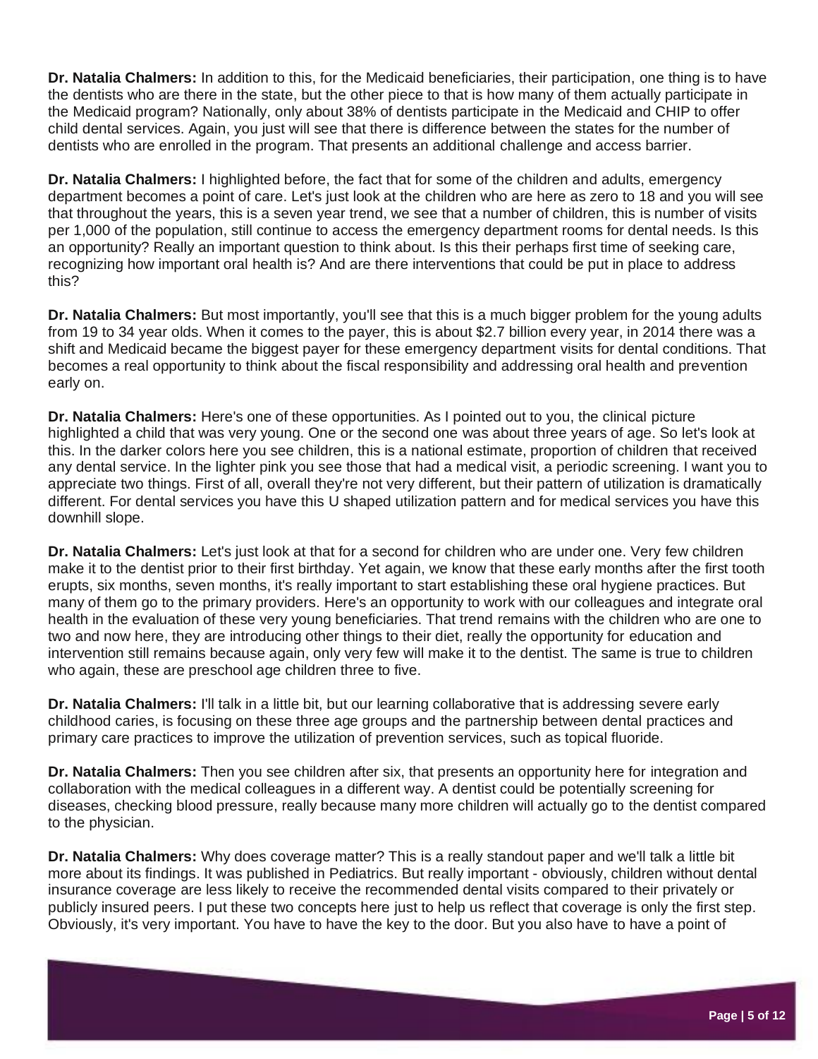**Dr. Natalia Chalmers:** In addition to this, for the Medicaid beneficiaries, their participation, one thing is to have the dentists who are there in the state, but the other piece to that is how many of them actually participate in the Medicaid program? Nationally, only about 38% of dentists participate in the Medicaid and CHIP to offer child dental services. Again, you just will see that there is difference between the states for the number of dentists who are enrolled in the program. That presents an additional challenge and access barrier.

**Dr. Natalia Chalmers:** I highlighted before, the fact that for some of the children and adults, emergency department becomes a point of care. Let's just look at the children who are here as zero to 18 and you will see that throughout the years, this is a seven year trend, we see that a number of children, this is number of visits per 1,000 of the population, still continue to access the emergency department rooms for dental needs. Is this an opportunity? Really an important question to think about. Is this their perhaps first time of seeking care, recognizing how important oral health is? And are there interventions that could be put in place to address this?

**Dr. Natalia Chalmers:** But most importantly, you'll see that this is a much bigger problem for the young adults from 19 to 34 year olds. When it comes to the payer, this is about $2.7 billion every year, in 2014 there was a shift and Medicaid became the biggest payer for these emergency department visits for dental conditions. That becomes a real opportunity to think about the fiscal responsibility and addressing oral health and prevention early on.

**Dr. Natalia Chalmers:** Here's one of these opportunities. As I pointed out to you, the clinical picture highlighted a child that was very young. One or the second one was about three years of age. So let's look at this. In the darker colors here you see children, this is a national estimate, proportion of children that received any dental service. In the lighter pink you see those that had a medical visit, a periodic screening. I want you to appreciate two things. First of all, overall they're not very different, but their pattern of utilization is dramatically different. For dental services you have this U shaped utilization pattern and for medical services you have this downhill slope.

**Dr. Natalia Chalmers:** Let's just look at that for a second for children who are under one. Very few children make it to the dentist prior to their first birthday. Yet again, we know that these early months after the first tooth erupts, six months, seven months, it's really important to start establishing these oral hygiene practices. But many of them go to the primary providers. Here's an opportunity to work with our colleagues and integrate oral health in the evaluation of these very young beneficiaries. That trend remains with the children who are one to two and now here, they are introducing other things to their diet, really the opportunity for education and intervention still remains because again, only very few will make it to the dentist. The same is true to children who again, these are preschool age children three to five.

**Dr. Natalia Chalmers:** I'll talk in a little bit, but our learning collaborative that is addressing severe early childhood caries, is focusing on these three age groups and the partnership between dental practices and primary care practices to improve the utilization of prevention services, such as topical fluoride.

**Dr. Natalia Chalmers:** Then you see children after six, that presents an opportunity here for integration and collaboration with the medical colleagues in a different way. A dentist could be potentially screening for diseases, checking blood pressure, really because many more children will actually go to the dentist compared to the physician.

**Dr. Natalia Chalmers:** Why does coverage matter? This is a really standout paper and we'll talk a little bit more about its findings. It was published in Pediatrics. But really important - obviously, children without dental insurance coverage are less likely to receive the recommended dental visits compared to their privately or publicly insured peers. I put these two concepts here just to help us reflect that coverage is only the first step. Obviously, it's very important. You have to have the key to the door. But you also have to have a point of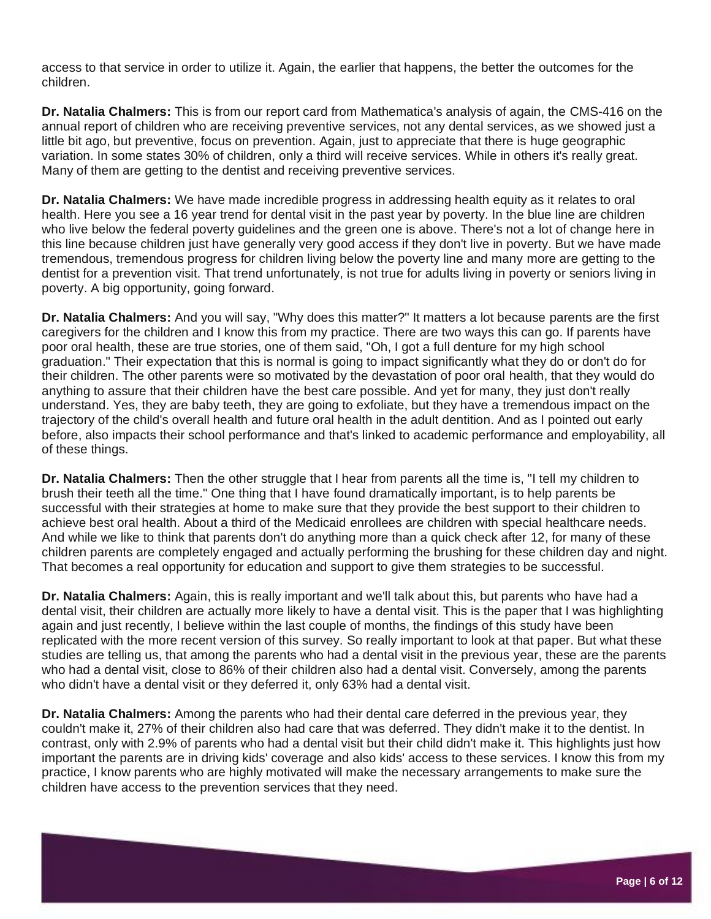access to that service in order to utilize it. Again, the earlier that happens, the better the outcomes for the children.

**Dr. Natalia Chalmers:** This is from our report card from Mathematica's analysis of again, the CMS-416 on the annual report of children who are receiving preventive services, not any dental services, as we showed just a little bit ago, but preventive, focus on prevention. Again, just to appreciate that there is huge geographic variation. In some states 30% of children, only a third will receive services. While in others it's really great. Many of them are getting to the dentist and receiving preventive services.

**Dr. Natalia Chalmers:** We have made incredible progress in addressing health equity as it relates to oral health. Here you see a 16 year trend for dental visit in the past year by poverty. In the blue line are children who live below the federal poverty guidelines and the green one is above. There's not a lot of change here in this line because children just have generally very good access if they don't live in poverty. But we have made tremendous, tremendous progress for children living below the poverty line and many more are getting to the dentist for a prevention visit. That trend unfortunately, is not true for adults living in poverty or seniors living in poverty. A big opportunity, going forward.

**Dr. Natalia Chalmers:** And you will say, "Why does this matter?" It matters a lot because parents are the first caregivers for the children and I know this from my practice. There are two ways this can go. If parents have poor oral health, these are true stories, one of them said, "Oh, I got a full denture for my high school graduation." Their expectation that this is normal is going to impact significantly what they do or don't do for their children. The other parents were so motivated by the devastation of poor oral health, that they would do anything to assure that their children have the best care possible. And yet for many, they just don't really understand. Yes, they are baby teeth, they are going to exfoliate, but they have a tremendous impact on the trajectory of the child's overall health and future oral health in the adult dentition. And as I pointed out early before, also impacts their school performance and that's linked to academic performance and employability, all of these things.

**Dr. Natalia Chalmers:** Then the other struggle that I hear from parents all the time is, "I tell my children to brush their teeth all the time." One thing that I have found dramatically important, is to help parents be successful with their strategies at home to make sure that they provide the best support to their children to achieve best oral health. About a third of the Medicaid enrollees are children with special healthcare needs. And while we like to think that parents don't do anything more than a quick check after 12, for many of these children parents are completely engaged and actually performing the brushing for these children day and night. That becomes a real opportunity for education and support to give them strategies to be successful.

**Dr. Natalia Chalmers:** Again, this is really important and we'll talk about this, but parents who have had a dental visit, their children are actually more likely to have a dental visit. This is the paper that I was highlighting again and just recently, I believe within the last couple of months, the findings of this study have been replicated with the more recent version of this survey. So really important to look at that paper. But what these studies are telling us, that among the parents who had a dental visit in the previous year, these are the parents who had a dental visit, close to 86% of their children also had a dental visit. Conversely, among the parents who didn't have a dental visit or they deferred it, only 63% had a dental visit.

**Dr. Natalia Chalmers:** Among the parents who had their dental care deferred in the previous year, they couldn't make it, 27% of their children also had care that was deferred. They didn't make it to the dentist. In contrast, only with 2.9% of parents who had a dental visit but their child didn't make it. This highlights just how important the parents are in driving kids' coverage and also kids' access to these services. I know this from my practice, I know parents who are highly motivated will make the necessary arrangements to make sure the children have access to the prevention services that they need.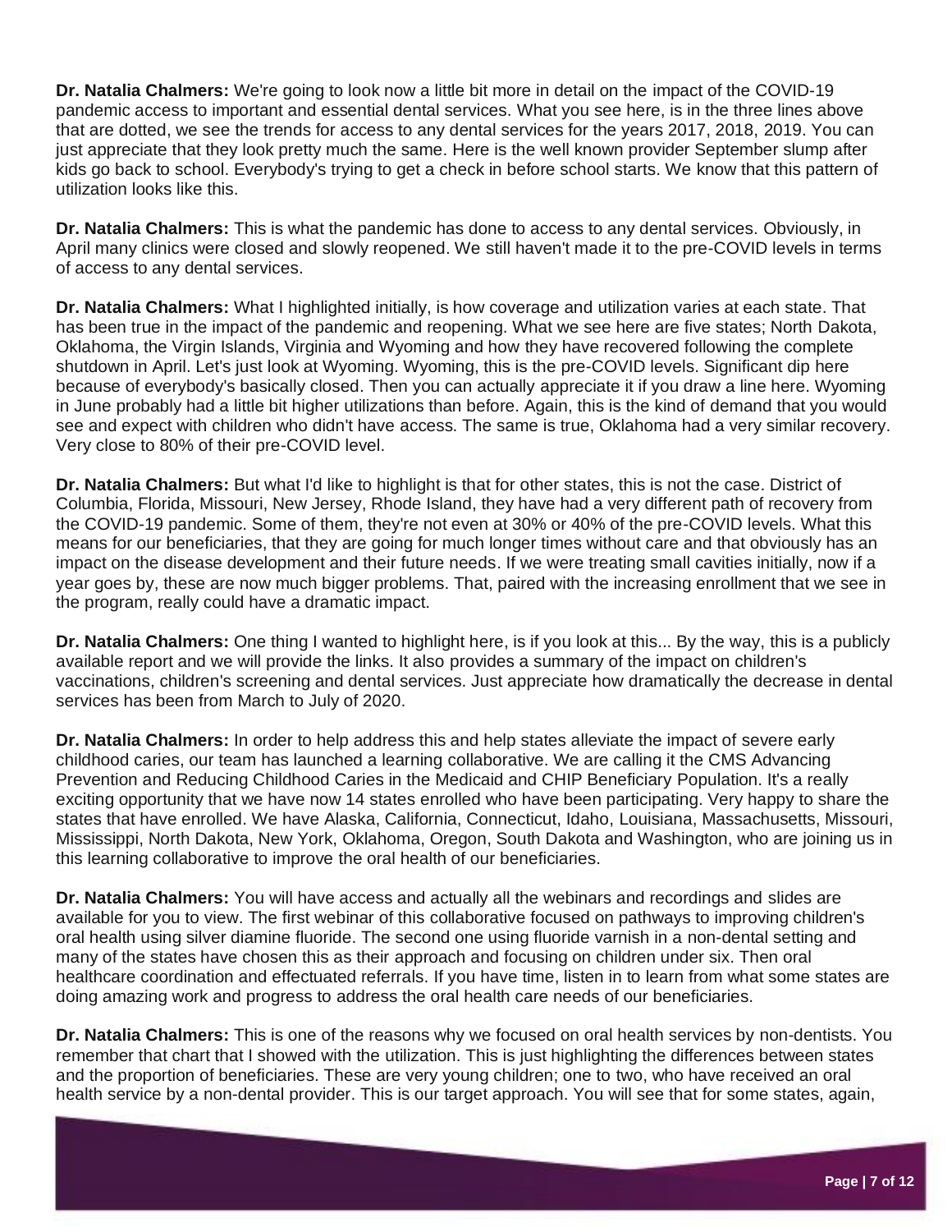**Dr. Natalia Chalmers:** We're going to look now a little bit more in detail on the impact of the COVID-19 pandemic access to important and essential dental services. What you see here, is in the three lines above that are dotted, we see the trends for access to any dental services for the years 2017, 2018, 2019. You can just appreciate that they look pretty much the same. Here is the well known provider September slump after kids go back to school. Everybody's trying to get a check in before school starts. We know that this pattern of utilization looks like this.

**Dr. Natalia Chalmers:** This is what the pandemic has done to access to any dental services. Obviously, in April many clinics were closed and slowly reopened. We still haven't made it to the pre-COVID levels in terms of access to any dental services.

**Dr. Natalia Chalmers:** What I highlighted initially, is how coverage and utilization varies at each state. That has been true in the impact of the pandemic and reopening. What we see here are five states; North Dakota, Oklahoma, the Virgin Islands, Virginia and Wyoming and how they have recovered following the complete shutdown in April. Let's just look at Wyoming. Wyoming, this is the pre-COVID levels. Significant dip here because of everybody's basically closed. Then you can actually appreciate it if you draw a line here. Wyoming in June probably had a little bit higher utilizations than before. Again, this is the kind of demand that you would see and expect with children who didn't have access. The same is true, Oklahoma had a very similar recovery. Very close to 80% of their pre-COVID level.

**Dr. Natalia Chalmers:** But what I'd like to highlight is that for other states, this is not the case. District of Columbia, Florida, Missouri, New Jersey, Rhode Island, they have had a very different path of recovery from the COVID-19 pandemic. Some of them, they're not even at 30% or 40% of the pre-COVID levels. What this means for our beneficiaries, that they are going for much longer times without care and that obviously has an impact on the disease development and their future needs. If we were treating small cavities initially, now if a year goes by, these are now much bigger problems. That, paired with the increasing enrollment that we see in the program, really could have a dramatic impact.

**Dr. Natalia Chalmers:** One thing I wanted to highlight here, is if you look at this... By the way, this is a publicly available report and we will provide the links. It also provides a summary of the impact on children's vaccinations, children's screening and dental services. Just appreciate how dramatically the decrease in dental services has been from March to July of 2020.

**Dr. Natalia Chalmers:** In order to help address this and help states alleviate the impact of severe early childhood caries, our team has launched a learning collaborative. We are calling it the CMS Advancing Prevention and Reducing Childhood Caries in the Medicaid and CHIP Beneficiary Population. It's a really exciting opportunity that we have now 14 states enrolled who have been participating. Very happy to share the states that have enrolled. We have Alaska, California, Connecticut, Idaho, Louisiana, Massachusetts, Missouri, Mississippi, North Dakota, New York, Oklahoma, Oregon, South Dakota and Washington, who are joining us in this learning collaborative to improve the oral health of our beneficiaries.

**Dr. Natalia Chalmers:** You will have access and actually all the webinars and recordings and slides are available for you to view. The first webinar of this collaborative focused on pathways to improving children's oral health using silver diamine fluoride. The second one using fluoride varnish in a non-dental setting and many of the states have chosen this as their approach and focusing on children under six. Then oral healthcare coordination and effectuated referrals. If you have time, listen in to learn from what some states are doing amazing work and progress to address the oral health care needs of our beneficiaries.

**Dr. Natalia Chalmers:** This is one of the reasons why we focused on oral health services by non-dentists. You remember that chart that I showed with the utilization. This is just highlighting the differences between states and the proportion of beneficiaries. These are very young children; one to two, who have received an oral health service by a non-dental provider. This is our target approach. You will see that for some states, again,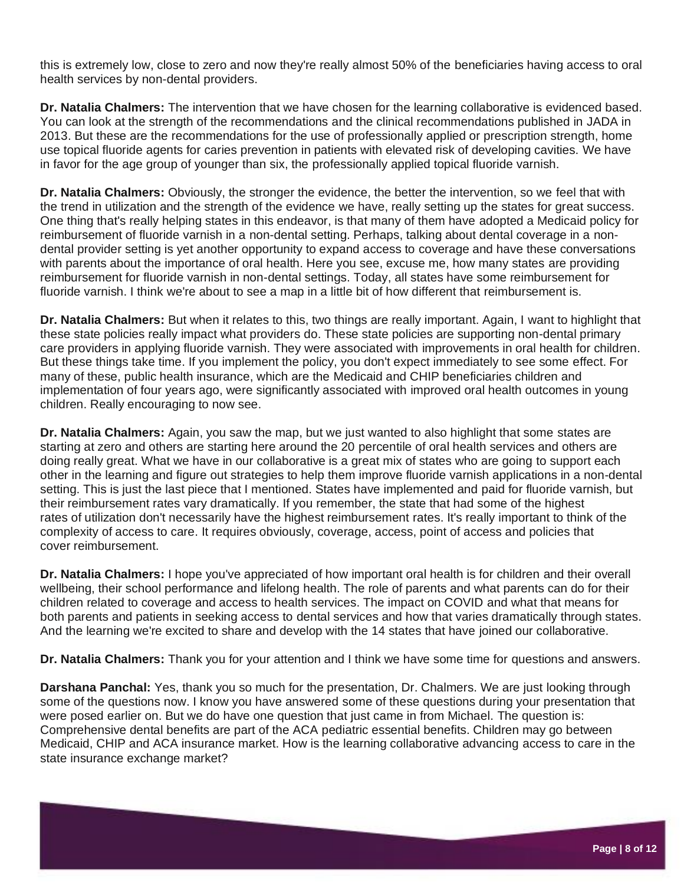this is extremely low, close to zero and now they're really almost 50% of the beneficiaries having access to oral health services by non-dental providers.

**Dr. Natalia Chalmers:** The intervention that we have chosen for the learning collaborative is evidenced based. You can look at the strength of the recommendations and the clinical recommendations published in JADA in 2013. But these are the recommendations for the use of professionally applied or prescription strength, home use topical fluoride agents for caries prevention in patients with elevated risk of developing cavities. We have in favor for the age group of younger than six, the professionally applied topical fluoride varnish.

**Dr. Natalia Chalmers:** Obviously, the stronger the evidence, the better the intervention, so we feel that with the trend in utilization and the strength of the evidence we have, really setting up the states for great success. One thing that's really helping states in this endeavor, is that many of them have adopted a Medicaid policy for reimbursement of fluoride varnish in a non-dental setting. Perhaps, talking about dental coverage in a non-dental provider setting is yet another opportunity to expand access to coverage and have these conversations with parents about the importance of oral health. Here you see, excuse me, how many states are providing reimbursement for fluoride varnish in non-dental settings. Today, all states have some reimbursement for fluoride varnish. I think we're about to see a map in a little bit of how different that reimbursement is.

**Dr. Natalia Chalmers:** But when it relates to this, two things are really important. Again, I want to highlight that these state policies really impact what providers do. These state policies are supporting non-dental primary care providers in applying fluoride varnish. They were associated with improvements in oral health for children. But these things take time. If you implement the policy, you don't expect immediately to see some effect. For many of these, public health insurance, which are the Medicaid and CHIP beneficiaries children and implementation of four years ago, were significantly associated with improved oral health outcomes in young children. Really encouraging to now see.

**Dr. Natalia Chalmers:** Again, you saw the map, but we just wanted to also highlight that some states are starting at zero and others are starting here around the 20 percentile of oral health services and others are doing really great. What we have in our collaborative is a great mix of states who are going to support each other in the learning and figure out strategies to help them improve fluoride varnish applications in a non-dental setting. This is just the last piece that I mentioned. States have implemented and paid for fluoride varnish, but their reimbursement rates vary dramatically. If you remember, the state that had some of the highest rates of utilization don't necessarily have the highest reimbursement rates. It's really important to think of the complexity of access to care. It requires obviously, coverage, access, point of access and policies that cover reimbursement.

**Dr. Natalia Chalmers:** I hope you've appreciated of how important oral health is for children and their overall wellbeing, their school performance and lifelong health. The role of parents and what parents can do for their children related to coverage and access to health services. The impact on COVID and what that means for both parents and patients in seeking access to dental services and how that varies dramatically through states. And the learning we're excited to share and develop with the 14 states that have joined our collaborative.

**Dr. Natalia Chalmers:** Thank you for your attention and I think we have some time for questions and answers.

**Darshana Panchal:** Yes, thank you so much for the presentation, Dr. Chalmers. We are just looking through some of the questions now. I know you have answered some of these questions during your presentation that were posed earlier on. But we do have one question that just came in from Michael. The question is: Comprehensive dental benefits are part of the ACA pediatric essential benefits. Children may go between Medicaid, CHIP and ACA insurance market. How is the learning collaborative advancing access to care in the state insurance exchange market?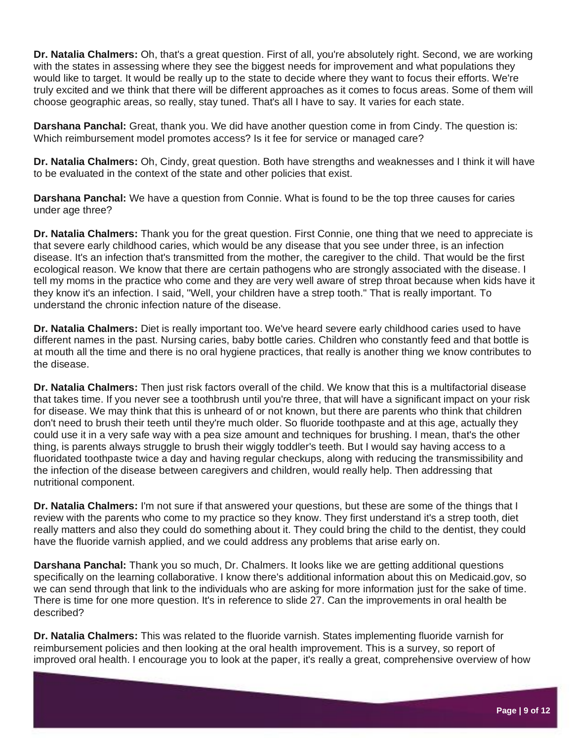**Dr. Natalia Chalmers:** Oh, that's a great question. First of all, you're absolutely right. Second, we are working with the states in assessing where they see the biggest needs for improvement and what populations they would like to target. It would be really up to the state to decide where they want to focus their efforts. We're truly excited and we think that there will be different approaches as it comes to focus areas. Some of them will choose geographic areas, so really, stay tuned. That's all I have to say. It varies for each state.

**Darshana Panchal:** Great, thank you. We did have another question come in from Cindy. The question is: Which reimbursement model promotes access? Is it fee for service or managed care?

**Dr. Natalia Chalmers:** Oh, Cindy, great question. Both have strengths and weaknesses and I think it will have to be evaluated in the context of the state and other policies that exist.

**Darshana Panchal:** We have a question from Connie. What is found to be the top three causes for caries under age three?

**Dr. Natalia Chalmers:** Thank you for the great question. First Connie, one thing that we need to appreciate is that severe early childhood caries, which would be any disease that you see under three, is an infection disease. It's an infection that's transmitted from the mother, the caregiver to the child. That would be the first ecological reason. We know that there are certain pathogens who are strongly associated with the disease. I tell my moms in the practice who come and they are very well aware of strep throat because when kids have it they know it's an infection. I said, "Well, your children have a strep tooth." That is really important. To understand the chronic infection nature of the disease.

**Dr. Natalia Chalmers:** Diet is really important too. We've heard severe early childhood caries used to have different names in the past. Nursing caries, baby bottle caries. Children who constantly feed and that bottle is at mouth all the time and there is no oral hygiene practices, that really is another thing we know contributes to the disease.

**Dr. Natalia Chalmers:** Then just risk factors overall of the child. We know that this is a multifactorial disease that takes time. If you never see a toothbrush until you're three, that will have a significant impact on your risk for disease. We may think that this is unheard of or not known, but there are parents who think that children don't need to brush their teeth until they're much older. So fluoride toothpaste and at this age, actually they could use it in a very safe way with a pea size amount and techniques for brushing. I mean, that's the other thing, is parents always struggle to brush their wiggly toddler's teeth. But I would say having access to a fluoridated toothpaste twice a day and having regular checkups, along with reducing the transmissibility and the infection of the disease between caregivers and children, would really help. Then addressing that nutritional component.

**Dr. Natalia Chalmers:** I'm not sure if that answered your questions, but these are some of the things that I review with the parents who come to my practice so they know. They first understand it's a strep tooth, diet really matters and also they could do something about it. They could bring the child to the dentist, they could have the fluoride varnish applied, and we could address any problems that arise early on.

**Darshana Panchal:** Thank you so much, Dr. Chalmers. It looks like we are getting additional questions specifically on the learning collaborative. I know there's additional information about this on Medicaid.gov, so we can send through that link to the individuals who are asking for more information just for the sake of time. There is time for one more question. It's in reference to slide 27. Can the improvements in oral health be described?

**Dr. Natalia Chalmers:** This was related to the fluoride varnish. States implementing fluoride varnish for reimbursement policies and then looking at the oral health improvement. This is a survey, so report of improved oral health. I encourage you to look at the paper, it's really a great, comprehensive overview of how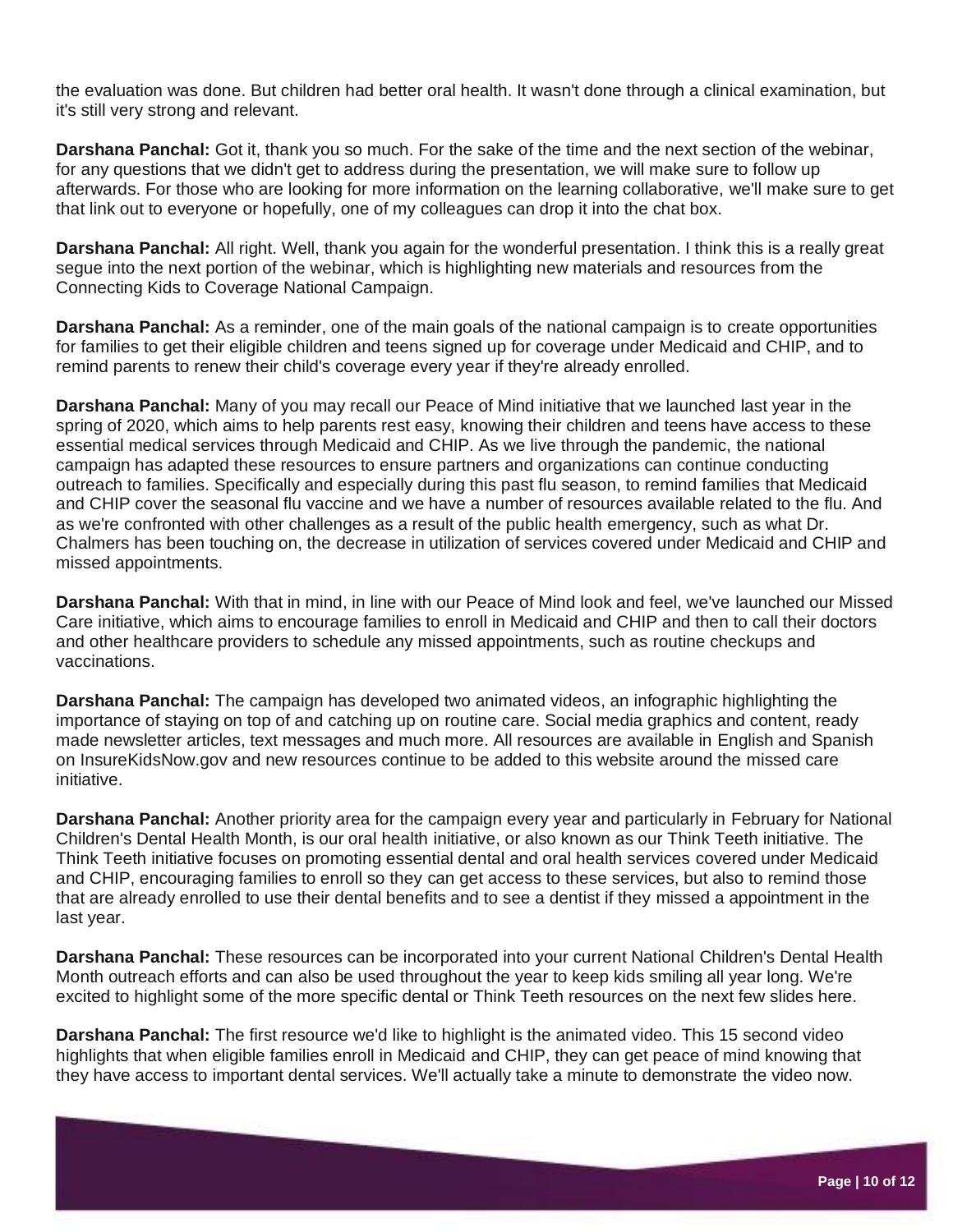the evaluation was done. But children had better oral health. It wasn't done through a clinical examination, but it's still very strong and relevant.

**Darshana Panchal:** Got it, thank you so much. For the sake of the time and the next section of the webinar, for any questions that we didn't get to address during the presentation, we will make sure to follow up afterwards. For those who are looking for more information on the learning collaborative, we'll make sure to get that link out to everyone or hopefully, one of my colleagues can drop it into the chat box.

**Darshana Panchal:** All right. Well, thank you again for the wonderful presentation. I think this is a really great segue into the next portion of the webinar, which is highlighting new materials and resources from the Connecting Kids to Coverage National Campaign.

**Darshana Panchal:** As a reminder, one of the main goals of the national campaign is to create opportunities for families to get their eligible children and teens signed up for coverage under Medicaid and CHIP, and to remind parents to renew their child's coverage every year if they're already enrolled.

**Darshana Panchal:** Many of you may recall our Peace of Mind initiative that we launched last year in the spring of 2020, which aims to help parents rest easy, knowing their children and teens have access to these essential medical services through Medicaid and CHIP. As we live through the pandemic, the national campaign has adapted these resources to ensure partners and organizations can continue conducting outreach to families. Specifically and especially during this past flu season, to remind families that Medicaid and CHIP cover the seasonal flu vaccine and we have a number of resources available related to the flu. And as we're confronted with other challenges as a result of the public health emergency, such as what Dr. Chalmers has been touching on, the decrease in utilization of services covered under Medicaid and CHIP and missed appointments.

**Darshana Panchal:** With that in mind, in line with our Peace of Mind look and feel, we've launched our Missed Care initiative, which aims to encourage families to enroll in Medicaid and CHIP and then to call their doctors and other healthcare providers to schedule any missed appointments, such as routine checkups and vaccinations.

**Darshana Panchal:** The campaign has developed two animated videos, an infographic highlighting the importance of staying on top of and catching up on routine care. Social media graphics and content, ready made newsletter articles, text messages and much more. All resources are available in English and Spanish on InsureKidsNow.gov and new resources continue to be added to this website around the missed care initiative.

**Darshana Panchal:** Another priority area for the campaign every year and particularly in February for National Children's Dental Health Month, is our oral health initiative, or also known as our Think Teeth initiative. The Think Teeth initiative focuses on promoting essential dental and oral health services covered under Medicaid and CHIP, encouraging families to enroll so they can get access to these services, but also to remind those that are already enrolled to use their dental benefits and to see a dentist if they missed a appointment in the last year.

**Darshana Panchal:** These resources can be incorporated into your current National Children's Dental Health Month outreach efforts and can also be used throughout the year to keep kids smiling all year long. We're excited to highlight some of the more specific dental or Think Teeth resources on the next few slides here.

**Darshana Panchal:** The first resource we'd like to highlight is the animated video. This 15 second video highlights that when eligible families enroll in Medicaid and CHIP, they can get peace of mind knowing that they have access to important dental services. We'll actually take a minute to demonstrate the video now.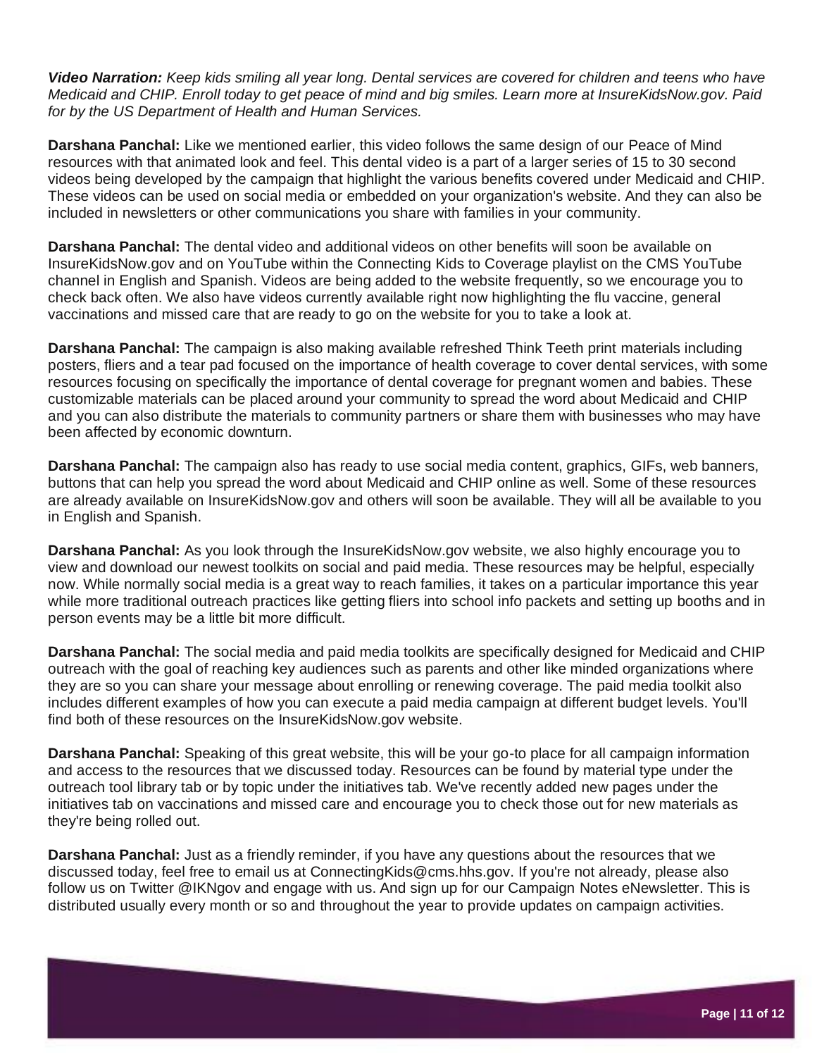***Video Narration:*** *Keep kids smiling all year long. Dental services are covered for children and teens who have Medicaid and CHIP. Enroll today to get peace of mind and big smiles. Learn more at InsureKidsNow.gov. Paid for by the US Department of Health and Human Services.*

**Darshana Panchal:** Like we mentioned earlier, this video follows the same design of our Peace of Mind resources with that animated look and feel. This dental video is a part of a larger series of 15 to 30 second videos being developed by the campaign that highlight the various benefits covered under Medicaid and CHIP. These videos can be used on social media or embedded on your organization's website. And they can also be included in newsletters or other communications you share with families in your community.

**Darshana Panchal:** The dental video and additional videos on other benefits will soon be available on InsureKidsNow.gov and on YouTube within the Connecting Kids to Coverage playlist on the CMS YouTube channel in English and Spanish. Videos are being added to the website frequently, so we encourage you to check back often. We also have videos currently available right now highlighting the flu vaccine, general vaccinations and missed care that are ready to go on the website for you to take a look at.

**Darshana Panchal:** The campaign is also making available refreshed Think Teeth print materials including posters, fliers and a tear pad focused on the importance of health coverage to cover dental services, with some resources focusing on specifically the importance of dental coverage for pregnant women and babies. These customizable materials can be placed around your community to spread the word about Medicaid and CHIP and you can also distribute the materials to community partners or share them with businesses who may have been affected by economic downturn.

**Darshana Panchal:** The campaign also has ready to use social media content, graphics, GIFs, web banners, buttons that can help you spread the word about Medicaid and CHIP online as well. Some of these resources are already available on InsureKidsNow.gov and others will soon be available. They will all be available to you in English and Spanish.

**Darshana Panchal:** As you look through the InsureKidsNow.gov website, we also highly encourage you to view and download our newest toolkits on social and paid media. These resources may be helpful, especially now. While normally social media is a great way to reach families, it takes on a particular importance this year while more traditional outreach practices like getting fliers into school info packets and setting up booths and in person events may be a little bit more difficult.

**Darshana Panchal:** The social media and paid media toolkits are specifically designed for Medicaid and CHIP outreach with the goal of reaching key audiences such as parents and other like minded organizations where they are so you can share your message about enrolling or renewing coverage. The paid media toolkit also includes different examples of how you can execute a paid media campaign at different budget levels. You'll find both of these resources on the InsureKidsNow.gov website.

**Darshana Panchal:** Speaking of this great website, this will be your go-to place for all campaign information and access to the resources that we discussed today. Resources can be found by material type under the outreach tool library tab or by topic under the initiatives tab. We've recently added new pages under the initiatives tab on vaccinations and missed care and encourage you to check those out for new materials as they're being rolled out.

**Darshana Panchal:** Just as a friendly reminder, if you have any questions about the resources that we discussed today, feel free to email us at ConnectingKids@cms.hhs.gov. If you're not already, please also follow us on Twitter @IKNgov and engage with us. And sign up for our Campaign Notes eNewsletter. This is distributed usually every month or so and throughout the year to provide updates on campaign activities.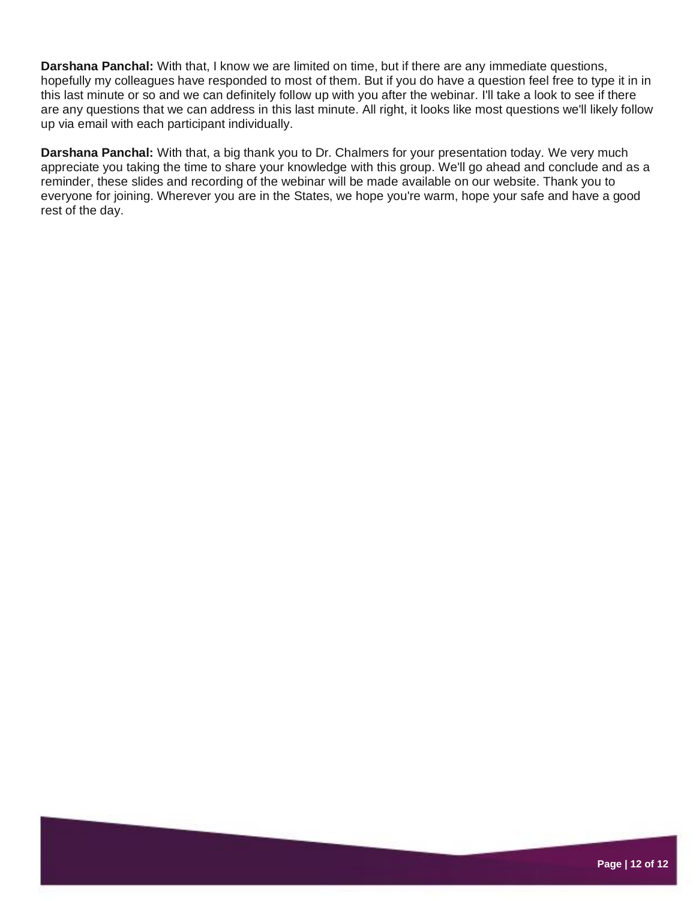**Darshana Panchal:** With that, I know we are limited on time, but if there are any immediate questions, hopefully my colleagues have responded to most of them. But if you do have a question feel free to type it in in this last minute or so and we can definitely follow up with you after the webinar. I'll take a look to see if there are any questions that we can address in this last minute. All right, it looks like most questions we'll likely follow up via email with each participant individually.

**Darshana Panchal:** With that, a big thank you to Dr. Chalmers for your presentation today. We very much appreciate you taking the time to share your knowledge with this group. We'll go ahead and conclude and as a reminder, these slides and recording of the webinar will be made available on our website. Thank you to everyone for joining. Wherever you are in the States, we hope you're warm, hope your safe and have a good rest of the day.